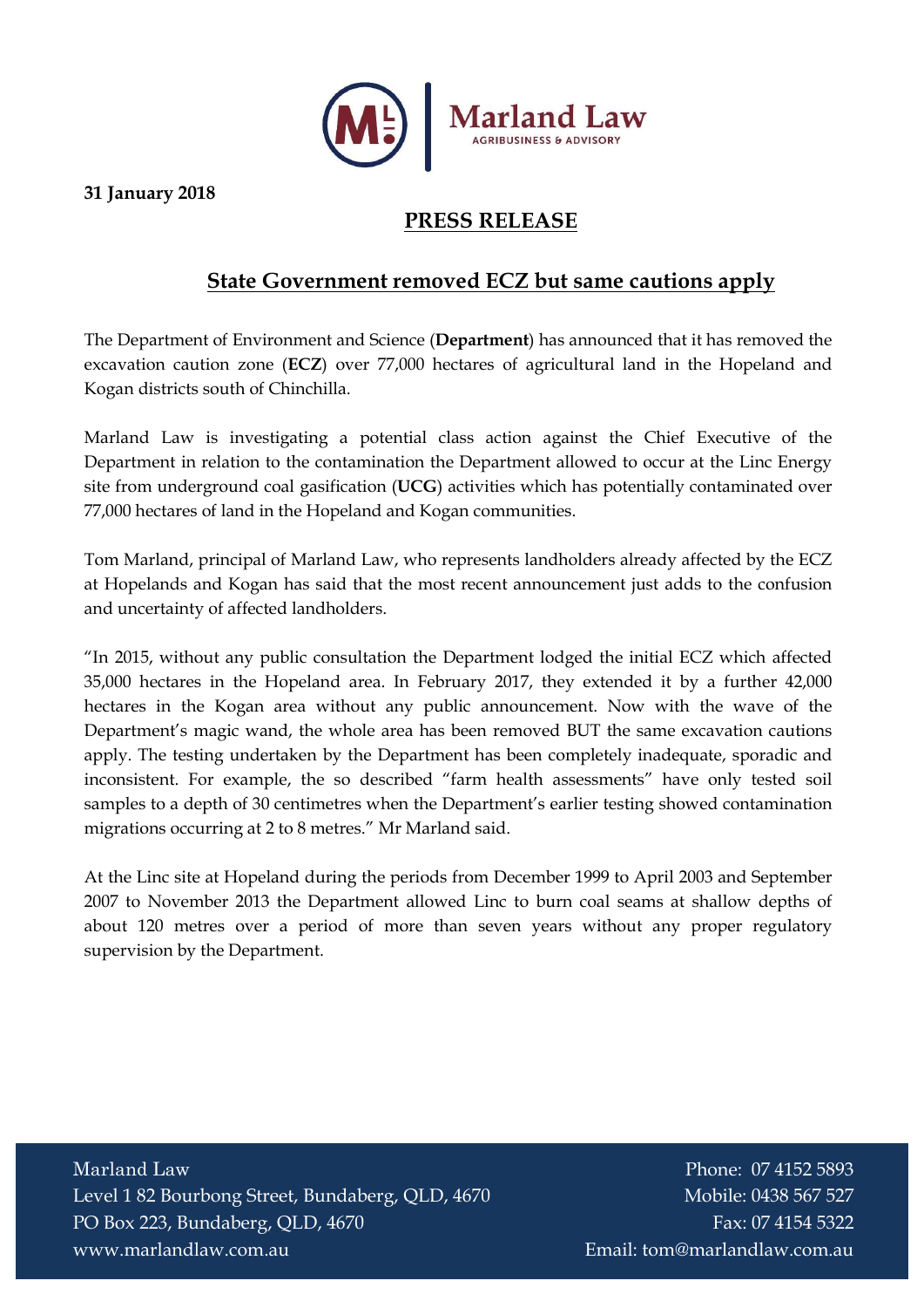**31 January 2018**

# PRESS RELEASE

## State Government removed ECZ but same cautions apply

The Department of Environment and Science (**Department**) has announced that it has removed the excavation caution zone (**ECZ**) over 77,000 hectares of agricultural land in the Hopeland and Kogan districts south of Chinchilla.

Marland Law is investigating a potential class action against the Chief Executive of the Department in relation to the contamination the Department allowed to occur at the Linc Energy site from underground coal gasification (**UCG**) activities which has potentially contaminated over 77,000 hectares of land in the Hopeland and Kogan communities.

Tom Marland, principal of Marland Law, who represents landholders already affected by the ECZ at Hopelands and Kogan has said that the most recent announcement just adds to the confusion and uncertainty of affected landholders.

"In 2015, without any public consultation the Department lodged the initial ECZ which affected 35,000 hectares in the Hopeland area. In February 2017, they extended it by a further 42,000 hectares in the Kogan area without any public announcement. Now with the wave of the Department's magic wand, the whole area has been removed BUT the same excavation cautions apply. The testing undertaken by the Department has been completely inadequate, sporadic and inconsistent. For example, the so described "farm health assessments" have only tested soil samples to a depth of 30 centimetres when the Department's earlier testing showed contamination migrations occurring at 2 to 8 metres." Mr Marland said.

At the Linc site at Hopeland during the periods from December 1999 to April 2003 and September 2007 to November 2013 the Department allowed Linc to burn coal seams at shallow depths of about 120 metres over a period of more than seven years without any proper regulatory supervision by the Department.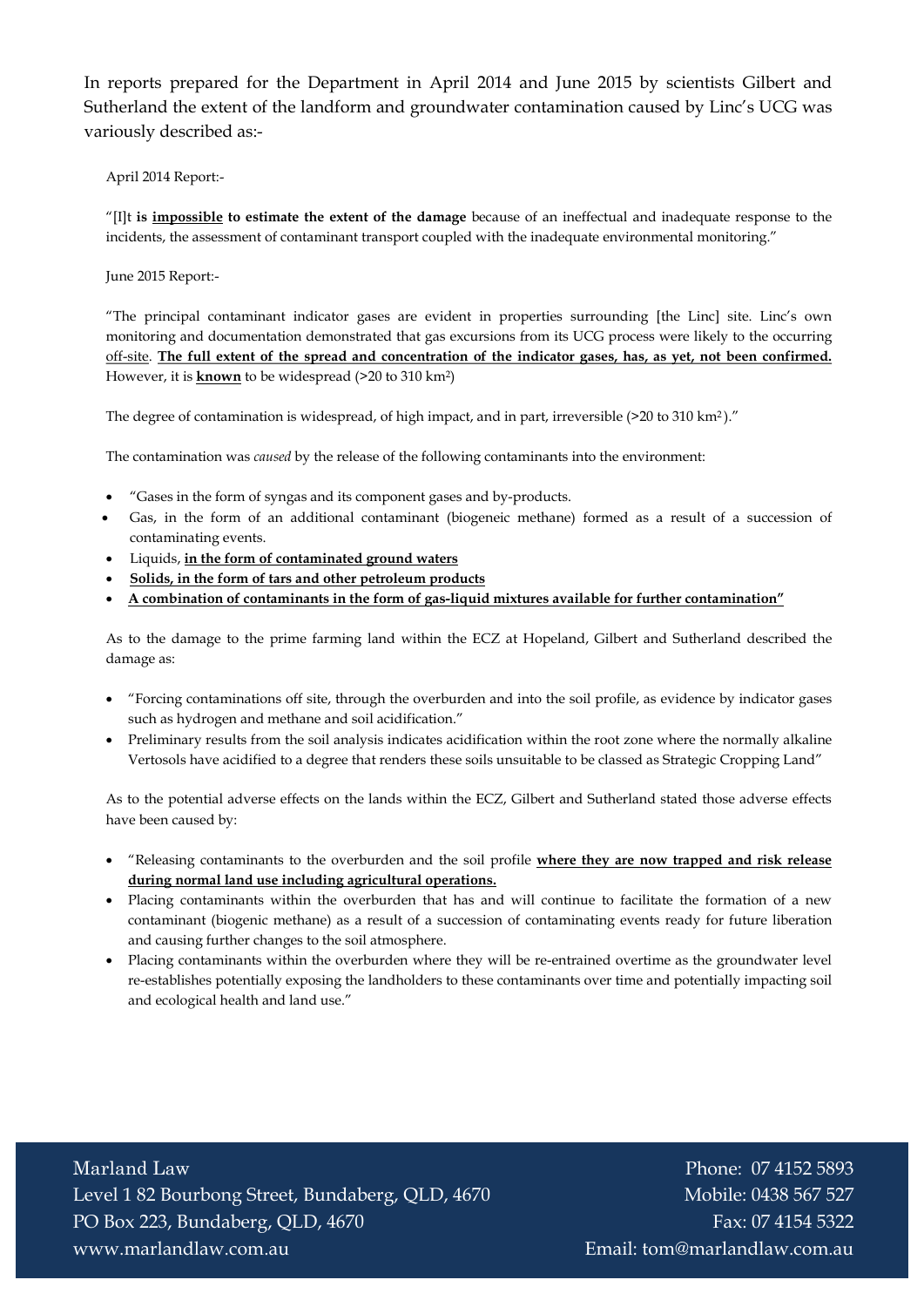In reports prepared for the Department in April 2014 and June 2015 by scientists Gilbert and Sutherland the extent of the landform and groundwater contamination caused by Linc's UCG was variously described as:-

April 2014 Report:-

"[I]t **is <u>impossible</u> to estimate the extent of the damage** because of an ineffectual and inadequate response to the incidents, the assessment of contaminant transport coupled with the inadequate environmental monitoring."

June 2015 Report:-

"The principal contaminant indicator gases are evident in properties surrounding [the Linc] site. Linc's own monitoring and documentation demonstrated that gas excursions from its UCG process were likely to the occurring <u>off-site</u>. **<u>The full extent of the spread and concentration of the indicator gases, has, as yet, not been confirmed.</u>** However, it is **<u>known</u>** to be widespread (>20 to 310 km$^2$)

The degree of contamination is widespread, of high impact, and in part, irreversible (>20 to 310 km$^2$)."

The contamination was *caused* by the release of the following contaminants into the environment:

- "Gases in the form of syngas and its component gases and by-products.
- Gas, in the form of an additional contaminant (biogeneic methane) formed as a result of a succession of contaminating events.
- Liquids, **<u>in the form of contaminated ground waters</u>**
- **<u>Solids, in the form of tars and other petroleum products</u>**
- **<u>A combination of contaminants in the form of gas-liquid mixtures available for further contamination"</u>**

As to the damage to the prime farming land within the ECZ at Hopeland, Gilbert and Sutherland described the damage as:

- "Forcing contaminations off site, through the overburden and into the soil profile, as evidence by indicator gases such as hydrogen and methane and soil acidification."
- Preliminary results from the soil analysis indicates acidification within the root zone where the normally alkaline Vertosols have acidified to a degree that renders these soils unsuitable to be classed as Strategic Cropping Land"

As to the potential adverse effects on the lands within the ECZ, Gilbert and Sutherland stated those adverse effects have been caused by:

- "Releasing contaminants to the overburden and the soil profile **<u>where they are now trapped and risk release during normal land use including agricultural operations.</u>**
- Placing contaminants within the overburden that has and will continue to facilitate the formation of a new contaminant (biogenic methane) as a result of a succession of contaminating events ready for future liberation and causing further changes to the soil atmosphere.
- Placing contaminants within the overburden where they will be re-entrained overtime as the groundwater level re-establishes potentially exposing the landholders to these contaminants over time and potentially impacting soil and ecological health and land use."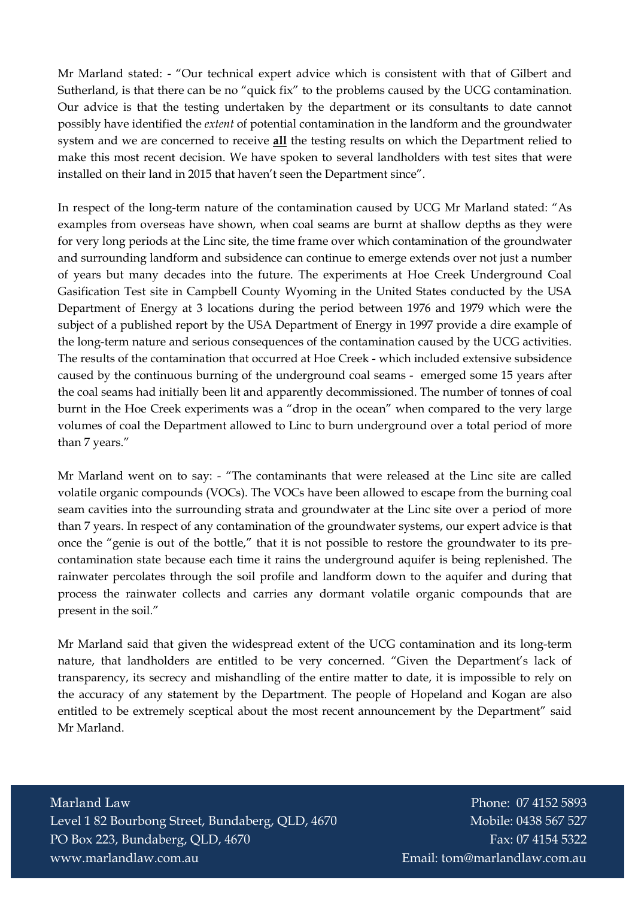Mr Marland stated: - "Our technical expert advice which is consistent with that of Gilbert and Sutherland, is that there can be no "quick fix" to the problems caused by the UCG contamination. Our advice is that the testing undertaken by the department or its consultants to date cannot possibly have identified the *extent* of potential contamination in the landform and the groundwater system and we are concerned to receive **all** the testing results on which the Department relied to make this most recent decision. We have spoken to several landholders with test sites that were installed on their land in 2015 that haven't seen the Department since".

In respect of the long-term nature of the contamination caused by UCG Mr Marland stated: "As examples from overseas have shown, when coal seams are burnt at shallow depths as they were for very long periods at the Linc site, the time frame over which contamination of the groundwater and surrounding landform and subsidence can continue to emerge extends over not just a number of years but many decades into the future. The experiments at Hoe Creek Underground Coal Gasification Test site in Campbell County Wyoming in the United States conducted by the USA Department of Energy at 3 locations during the period between 1976 and 1979 which were the subject of a published report by the USA Department of Energy in 1997 provide a dire example of the long-term nature and serious consequences of the contamination caused by the UCG activities. The results of the contamination that occurred at Hoe Creek - which included extensive subsidence caused by the continuous burning of the underground coal seams - emerged some 15 years after the coal seams had initially been lit and apparently decommissioned. The number of tonnes of coal burnt in the Hoe Creek experiments was a "drop in the ocean" when compared to the very large volumes of coal the Department allowed to Linc to burn underground over a total period of more than 7 years."

Mr Marland went on to say: - "The contaminants that were released at the Linc site are called volatile organic compounds (VOCs). The VOCs have been allowed to escape from the burning coal seam cavities into the surrounding strata and groundwater at the Linc site over a period of more than 7 years. In respect of any contamination of the groundwater systems, our expert advice is that once the "genie is out of the bottle," that it is not possible to restore the groundwater to its pre-contamination state because each time it rains the underground aquifer is being replenished. The rainwater percolates through the soil profile and landform down to the aquifer and during that process the rainwater collects and carries any dormant volatile organic compounds that are present in the soil."

Mr Marland said that given the widespread extent of the UCG contamination and its long-term nature, that landholders are entitled to be very concerned. "Given the Department's lack of transparency, its secrecy and mishandling of the entire matter to date, it is impossible to rely on the accuracy of any statement by the Department. The people of Hopeland and Kogan are also entitled to be extremely sceptical about the most recent announcement by the Department" said Mr Marland.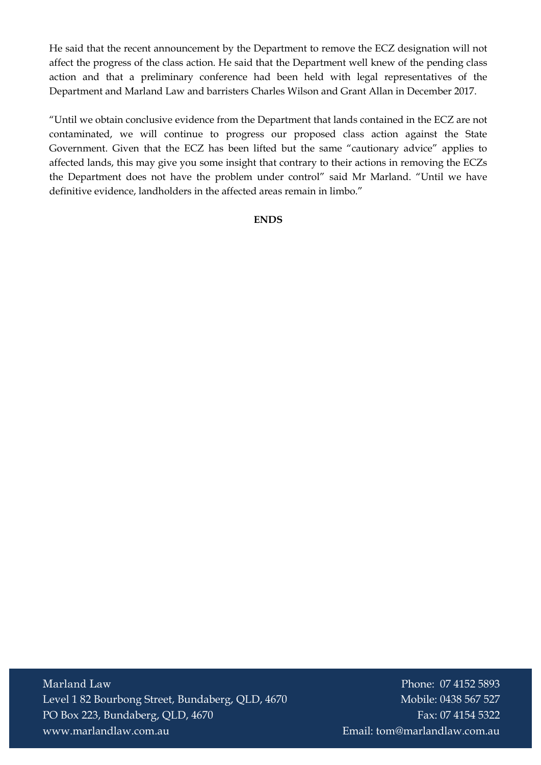He said that the recent announcement by the Department to remove the ECZ designation will not affect the progress of the class action. He said that the Department well knew of the pending class action and that a preliminary conference had been held with legal representatives of the Department and Marland Law and barristers Charles Wilson and Grant Allan in December 2017.

"Until we obtain conclusive evidence from the Department that lands contained in the ECZ are not contaminated, we will continue to progress our proposed class action against the State Government. Given that the ECZ has been lifted but the same "cautionary advice" applies to affected lands, this may give you some insight that contrary to their actions in removing the ECZs the Department does not have the problem under control" said Mr Marland. "Until we have definitive evidence, landholders in the affected areas remain in limbo."

**ENDS**

Marland Law
Level 1 82 Bourbong Street, Bundaberg, QLD, 4670
PO Box 223, Bundaberg, QLD, 4670
www.marlandlaw.com.au

Phone: 07 4152 5893
Mobile: 0438 567 527
Fax: 07 4154 5322
Email: tom@marlandlaw.com.au